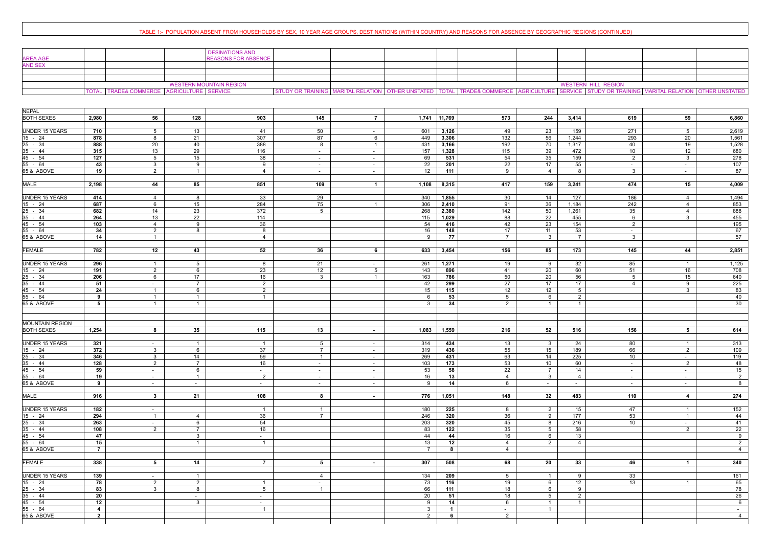## TABLE 1:- POPULATION ABSENT FROM HOUSEHOLDS BY SEX, 10 YEAR AGE GROUPS, DESTINATIONS (WITHIN COUNTRY) AND REASONS FOR ABSENCE BY GEOGRAPHIC REGIONS (CONTINUED)

| AREA AGE AND SEX | DESINATIONS AND REASONS FOR ABSENCE | | | | | | | | | | | | | |
|---|---|---|---|---|---|---|---|---|---|---|---|---|---|---|
| | WESTERN MOUNTAIN REGION | | | | | | | WESTERN HILL REGION | | | | | | |
| | TOTAL | TRADE& COMMERCE | AGRICULTURE | SERVICE | STUDY OR TRAINING | MARITAL RELATION | OTHER UNSTATED | TOTAL | TRADE& COMMERCE | AGRICULTURE | SERVICE | STUDY OR TRAINING | MARITAL RELATION | OTHER UNSTATED |
| **NEPAL** | | | | | | | | | | | | | | |
| BOTH SEXES | **2,980** | **56** | **128** | **903** | **145** | **7** | **1,741** | **11,769** | **573** | **244** | **3,414** | **619** | **59** | **6,860** |
| UNDER 15 YEARS | **710** | 5 | 13 | 41 | 50 | - | 601 | **3,126** | 49 | 23 | 159 | 271 | 5 | 2,619 |
| 15 - 24 | **878** | 8 | 21 | 307 | 87 | 6 | 449 | **3,306** | 132 | 56 | 1,244 | 293 | 20 | 1,561 |
| 25 - 34 | **888** | 20 | 40 | 388 | 8 | 1 | 431 | **3,166** | 192 | 70 | 1,317 | 40 | 19 | 1,528 |
| 35 - 44 | **315** | 13 | 29 | 116 | - | - | 157 | **1,328** | 115 | 39 | 472 | 10 | 12 | 680 |
| 45 - 54 | **127** | 5 | 15 | 38 | - | - | 69 | **531** | 54 | 35 | 159 | 2 | 3 | 278 |
| 55 - 64 | **43** | 3 | 9 | 9 | - | - | 22 | **201** | 22 | 17 | 55 | - | - | 107 |
| 65 & ABOVE | **19** | 2 | 1 | 4 | - | - | 12 | **111** | 9 | 4 | 8 | 3 | - | 87 |
| MALE | **2,198** | **44** | **85** | **851** | **109** | **1** | **1,108** | **8,315** | **417** | **159** | **3,241** | **474** | **15** | **4,009** |
| UNDER 15 YEARS | **414** | 4 | 8 | 33 | 29 | | 340 | **1,855** | 30 | 14 | 127 | 186 | 4 | 1,494 |
| 15 - 24 | **687** | 6 | 15 | 284 | 75 | 1 | 306 | **2,410** | 91 | 36 | 1,184 | 242 | 4 | 853 |
| 25 - 34 | **682** | 14 | 23 | 372 | 5 | | 268 | **2,380** | 142 | 50 | 1,261 | 35 | 4 | 888 |
| 35 - 44 | **264** | 13 | 22 | 114 | | | 115 | **1,029** | 88 | 22 | 455 | 6 | 3 | 455 |
| 45 - 54 | **103** | 4 | 9 | 36 | | | 54 | **416** | 42 | 23 | 154 | 2 | | 195 |
| 55 - 64 | **34** | 2 | 8 | 8 | | | 16 | **148** | 17 | 11 | 53 | - | | 67 |
| 65 & ABOVE | **14** | 1 | | 4 | | | 9 | **77** | 7 | 3 | 7 | 3 | | 57 |
| FEMALE | **782** | **12** | **43** | **52** | **36** | **6** | **633** | **3,454** | **156** | **85** | **173** | **145** | **44** | **2,851** |
| UNDER 15 YEARS | **296** | 1 | 5 | 8 | 21 | - | 261 | **1,271** | 19 | 9 | 32 | 85 | 1 | 1,125 |
| 15 - 24 | **191** | 2 | 6 | 23 | 12 | 5 | 143 | **896** | 41 | 20 | 60 | 51 | 16 | 708 |
| 25 - 34 | **206** | 6 | 17 | 16 | 3 | 1 | 163 | **786** | 50 | 20 | 56 | 5 | 15 | 640 |
| 35 - 44 | **51** | - | 7 | 2 | | | 42 | **299** | 27 | 17 | 17 | 4 | 9 | 225 |
| 45 - 54 | **24** | 1 | 6 | 2 | | | 15 | **115** | 12 | 12 | 5 | | 3 | 83 |
| 55 - 64 | **9** | 1 | 1 | 1 | | | 6 | **53** | 5 | 6 | 2 | | | 40 |
| 65 & ABOVE | **5** | 1 | 1 | | | | 3 | **34** | 2 | 1 | 1 | | | 30 |
| **MOUNTAIN REGION** | | | | | | | | | | | | | | |
| BOTH SEXES | **1,254** | **8** | **35** | **115** | **13** | **-** | **1,083** | **1,559** | **216** | **52** | **516** | **156** | **5** | **614** |
| UNDER 15 YEARS | **321** | - | 1 | 1 | 5 | - | 314 | **434** | 13 | 3 | 24 | 80 | 1 | 313 |
| 15 - 24 | **372** | 3 | 6 | 37 | 7 | - | 319 | **436** | 55 | 15 | 189 | 66 | 2 | 109 |
| 25 - 34 | **346** | 3 | 14 | 59 | 1 | - | 269 | **431** | 63 | 14 | 225 | 10 | - | 119 |
| 35 - 44 | **128** | 2 | 7 | 16 | - | - | 103 | **173** | 53 | 10 | 60 | - | 2 | 48 |
| 45 - 54 | **59** | - | 6 | - | - | - | 53 | **58** | 22 | 7 | 14 | - | - | 15 |
| 55 - 64 | **19** | - | 1 | 2 | - | - | 16 | **13** | 4 | 3 | 4 | - | - | 2 |
| 65 & ABOVE | **9** | - | - | - | - | - | 9 | **14** | 6 | - | - | - | - | 8 |
| MALE | **916** | **3** | **21** | **108** | **8** | **-** | **776** | **1,051** | **148** | **32** | **483** | **110** | **4** | **274** |
| UNDER 15 YEARS | **182** | - | | 1 | 1 | | 180 | **225** | 8 | 2 | 15 | 47 | 1 | 152 |
| 15 - 24 | **294** | 1 | 4 | 36 | 7 | | 246 | **320** | 36 | 9 | 177 | 53 | 1 | 44 |
| 25 - 34 | **263** | - | 6 | 54 | | | 203 | **320** | 45 | 8 | 216 | 10 | - | 41 |
| 35 - 44 | **108** | 2 | 7 | 16 | | | 83 | **122** | 35 | 5 | 58 | | 2 | 22 |
| 45 - 54 | **47** | | 3 | - | | | 44 | **44** | 16 | 6 | 13 | | | 9 |
| 55 - 64 | **15** | | 1 | 1 | | | 13 | **12** | 4 | 2 | 4 | | | 2 |
| 65 & ABOVE | **7** | | | | | | 7 | **8** | 4 | | | | | 4 |
| FEMALE | **338** | **5** | **14** | **7** | **5** | **-** | **307** | **508** | **68** | **20** | **33** | **46** | **1** | **340** |
| UNDER 15 YEARS | **139** | - | 1 | | 4 | | 134 | **209** | 5 | 1 | 9 | 33 | | 161 |
| 15 - 24 | **78** | 2 | 2 | 1 | - | | 73 | **116** | 19 | 6 | 12 | 13 | 1 | 65 |
| 25 - 34 | **83** | 3 | 8 | 5 | 1 | | 66 | **111** | 18 | 6 | 9 | | | 78 |
| 35 - 44 | **20** | | - | - | | | 20 | **51** | 18 | 5 | 2 | | | 26 |
| 45 - 54 | **12** | | 3 | - | | | 9 | **14** | 6 | 1 | 1 | | | 6 |
| 55 - 64 | **4** | | | 1 | | | 3 | **1** | - | 1 | | | | - |
| 65 & ABOVE | **2** | | | | | | 2 | **6** | 2 | | | | | 4 |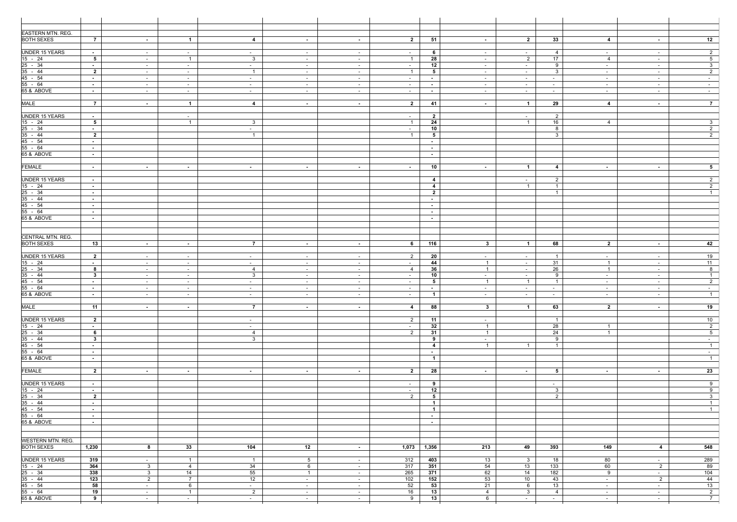| | | | | | | | | | | | | | | |
|---|---|---|---|---|---|---|---|---|---|---|---|---|---|---|
| EASTERN MTN. REG. | | | | | | | | | | | | | | |
| BOTH SEXES | **7** | **-** | **1** | **4** | **-** | **-** | **2** | **51** | **-** | **2** | **33** | **4** | **-** | **12** |
| UNDER 15 YEARS | **-** | - | - | - | - | - | - | **6** | - | - | 4 | - | - | 2 |
| 15 - 24 | **5** | - | 1 | 3 | - | - | 1 | **28** | - | 2 | 17 | 4 | - | 5 |
| 25 - 34 | **-** | - | - | - | - | - | - | **12** | - | - | 9 | - | - | 3 |
| 35 - 44 | **2** | - | - | 1 | - | - | 1 | **5** | - | - | 3 | - | - | 2 |
| 45 - 54 | **-** | - | - | - | - | - | - | **-** | - | - | - | - | - | - |
| 55 - 64 | **-** | - | - | - | - | - | - | **-** | - | - | - | - | - | - |
| 65 & ABOVE | **-** | - | - | - | - | - | - | **-** | - | - | - | - | - | - |
| MALE | **7** | **-** | **1** | **4** | **-** | **-** | **2** | **41** | **-** | **1** | **29** | **4** | **-** | **7** |
| UNDER 15 YEARS | **-** | | - | | | | - | **2** | | - | 2 | | | |
| 15 - 24 | **5** | | 1 | 3 | | | 1 | **24** | | 1 | 16 | 4 | | 3 |
| 25 - 34 | **-** | | | - | | | - | **10** | | | 8 | | | 2 |
| 35 - 44 | **2** | | | 1 | | | 1 | **5** | | | 3 | | | 2 |
| 45 - 54 | **-** | | | | | | | **-** | | | | | | |
| 55 - 64 | **-** | | | | | | | **-** | | | | | | |
| 65 & ABOVE | **-** | | | | | | | **-** | | | | | | |
| FEMALE | **-** | **-** | **-** | **-** | **-** | **-** | **-** | **10** | **-** | **1** | **4** | **-** | **-** | **5** |
| UNDER 15 YEARS | **-** | | | | | | | **4** | | - | 2 | | | 2 |
| 15 - 24 | **-** | | | | | | | **4** | | 1 | 1 | | | 2 |
| 25 - 34 | **-** | | | | | | | **2** | | | 1 | | | 1 |
| 35 - 44 | **-** | | | | | | | **-** | | | | | | |
| 45 - 54 | **-** | | | | | | | **-** | | | | | | |
| 55 - 64 | **-** | | | | | | | **-** | | | | | | |
| 65 & ABOVE | **-** | | | | | | | **-** | | | | | | |
| CENTRAL MTN. REG. | | | | | | | | | | | | | | |
| BOTH SEXES | **13** | **-** | **-** | **7** | **-** | **-** | **6** | **116** | **3** | **1** | **68** | **2** | **-** | **42** |
| UNDER 15 YEARS | **2** | - | - | - | - | - | 2 | **20** | - | - | 1 | - | - | 19 |
| 15 - 24 | **-** | - | - | - | - | - | - | **44** | 1 | - | 31 | 1 | - | 11 |
| 25 - 34 | **8** | - | - | 4 | - | - | 4 | **36** | 1 | - | 26 | 1 | - | 8 |
| 35 - 44 | **3** | - | - | 3 | - | - | - | **10** | - | - | 9 | - | - | 1 |
| 45 - 54 | **-** | - | - | - | - | - | - | **5** | 1 | 1 | 1 | - | - | 2 |
| 55 - 64 | **-** | - | - | - | - | - | - | **-** | - | - | - | - | - | - |
| 65 & ABOVE | **-** | - | - | - | - | - | - | **1** | - | - | - | - | - | 1 |
| MALE | **11** | **-** | **-** | **7** | **-** | **-** | **4** | **88** | **3** | **1** | **63** | **2** | **-** | **19** |
| UNDER 15 YEARS | **2** | | | - | | | 2 | **11** | - | | 1 | | | 10 |
| 15 - 24 | **-** | | | - | | | - | **32** | 1 | | 28 | 1 | | 2 |
| 25 - 34 | **6** | | | 4 | | | 2 | **31** | 1 | | 24 | 1 | | 5 |
| 35 - 44 | **3** | | | 3 | | | | **9** | - | | 9 | | | - |
| 45 - 54 | **-** | | | | | | | **4** | 1 | 1 | 1 | | | 1 |
| 55 - 64 | **-** | | | | | | | **-** | | | | | | - |
| 65 & ABOVE | **-** | | | | | | | **1** | | | | | | 1 |
| FEMALE | **2** | **-** | **-** | **-** | **-** | **-** | **2** | **28** | **-** | **-** | **5** | **-** | **-** | **23** |
| UNDER 15 YEARS | **-** | | | | | | - | **9** | | | - | | | 9 |
| 15 - 24 | **-** | | | | | | - | **12** | | | 3 | | | 9 |
| 25 - 34 | **2** | | | | | | 2 | **5** | | | 2 | | | 3 |
| 35 - 44 | **-** | | | | | | | **1** | | | | | | 1 |
| 45 - 54 | **-** | | | | | | | **1** | | | | | | 1 |
| 55 - 64 | **-** | | | | | | | **-** | | | | | | |
| 65 & ABOVE | **-** | | | | | | | **-** | | | | | | |
| WESTERN MTN. REG. | | | | | | | | | | | | | | |
| BOTH SEXES | **1,230** | **8** | **33** | **104** | **12** | **-** | **1,073** | **1,356** | **213** | **49** | **393** | **149** | **4** | **548** |
| UNDER 15 YEARS | **319** | - | 1 | 1 | 5 | - | 312 | **403** | 13 | 3 | 18 | 80 | - | 289 |
| 15 - 24 | **364** | 3 | 4 | 34 | 6 | - | 317 | **351** | 54 | 13 | 133 | 60 | 2 | 89 |
| 25 - 34 | **338** | 3 | 14 | 55 | 1 | - | 265 | **371** | 62 | 14 | 182 | 9 | - | 104 |
| 35 - 44 | **123** | 2 | 7 | 12 | - | - | 102 | **152** | 53 | 10 | 43 | - | 2 | 44 |
| 45 - 54 | **58** | - | 6 | - | - | - | 52 | **53** | 21 | 6 | 13 | - | - | 13 |
| 55 - 64 | **19** | - | 1 | 2 | - | - | 16 | **13** | 4 | 3 | 4 | - | - | 2 |
| 65 & ABOVE | **9** | - | - | - | - | - | 9 | **13** | 6 | - | - | - | - | 7 |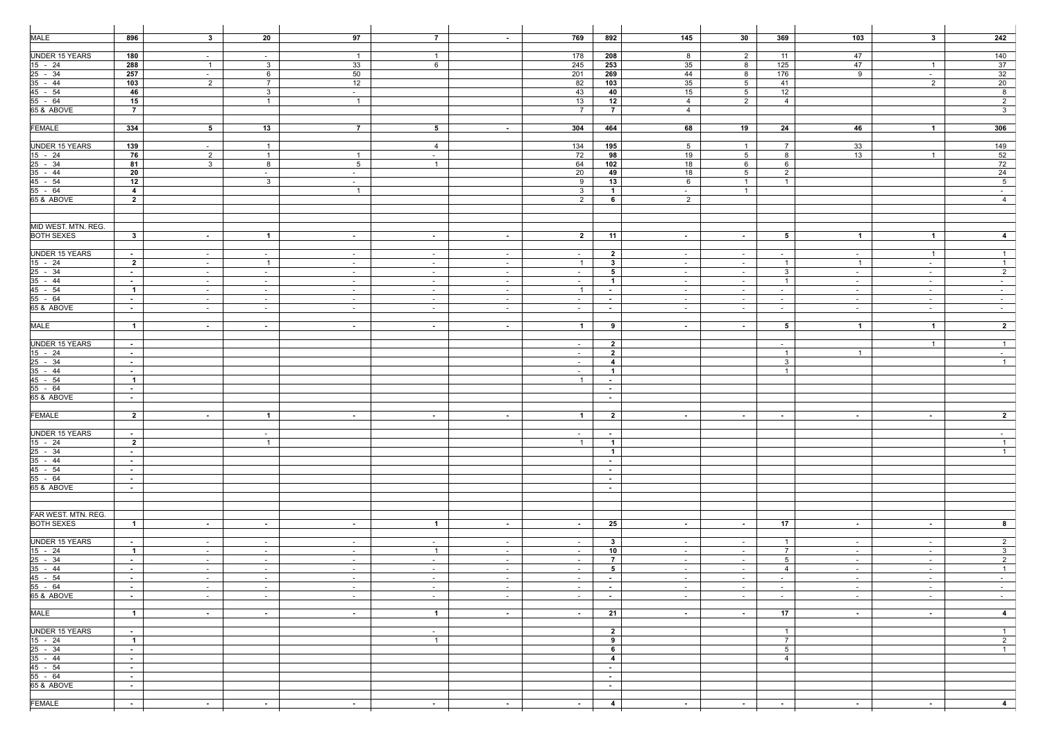| | | | | | | | | | | | | | | |
|---|---|---|---|---|---|---|---|---|---|---|---|---|---|---|
| MALE | **896** | **3** | **20** | **97** | **7** | **-** | **769** | **892** | **145** | **30** | **369** | **103** | **3** | **242** |
| UNDER 15 YEARS | **180** | - | - | 1 | 1 | | 178 | **208** | 8 | 2 | 11 | 47 | | 140 |
| 15 - 24 | **288** | 1 | 3 | 33 | 6 | | 245 | **253** | 35 | 8 | 125 | 47 | 1 | 37 |
| 25 - 34 | **257** | - | 6 | 50 | | | 201 | **269** | 44 | 8 | 176 | 9 | - | 32 |
| 35 - 44 | **103** | 2 | 7 | 12 | | | 82 | **103** | 35 | 5 | 41 | | 2 | 20 |
| 45 - 54 | **46** | | 3 | - | | | 43 | **40** | 15 | 5 | 12 | | | 8 |
| 55 - 64 | **15** | | 1 | 1 | | | 13 | **12** | 4 | 2 | 4 | | | 2 |
| 65 & ABOVE | **7** | | | | | | 7 | **7** | 4 | | | | | 3 |
| FEMALE | **334** | **5** | **13** | **7** | **5** | **-** | **304** | **464** | **68** | **19** | **24** | **46** | **1** | **306** |
| UNDER 15 YEARS | **139** | - | 1 | | 4 | | 134 | **195** | 5 | 1 | 7 | 33 | | 149 |
| 15 - 24 | **76** | 2 | 1 | 1 | - | | 72 | **98** | 19 | 5 | 8 | 13 | 1 | 52 |
| 25 - 34 | **81** | 3 | 8 | 5 | 1 | | 64 | **102** | 18 | 6 | 6 | | | 72 |
| 35 - 44 | **20** | | - | - | | | 20 | **49** | 18 | 5 | 2 | | | 24 |
| 45 - 54 | **12** | | 3 | - | | | 9 | **13** | 6 | 1 | 1 | | | 5 |
| 55 - 64 | **4** | | | 1 | | | 3 | **1** | - | 1 | | | | - |
| 65 & ABOVE | **2** | | | | | | 2 | **6** | 2 | | | | | 4 |
| MID WEST. MTN. REG. | | | | | | | | | | | | | | |
| BOTH SEXES | **3** | **-** | **1** | **-** | **-** | **-** | **2** | **11** | **-** | **-** | **5** | **1** | **1** | **4** |
| UNDER 15 YEARS | **-** | - | - | - | - | - | - | **2** | - | - | - | - | 1 | 1 |
| 15 - 24 | **2** | - | 1 | - | - | - | 1 | **3** | - | - | 1 | 1 | - | 1 |
| 25 - 34 | **-** | - | - | - | - | - | - | **5** | - | - | 3 | - | - | 2 |
| 35 - 44 | **-** | - | - | - | - | - | - | **1** | - | - | 1 | - | - | - |
| 45 - 54 | **1** | - | - | - | - | - | 1 | **-** | - | - | - | - | - | - |
| 55 - 64 | **-** | - | - | - | - | - | - | **-** | - | - | - | - | - | - |
| 65 & ABOVE | **-** | - | - | - | - | - | - | **-** | - | - | - | - | - | - |
| MALE | **1** | **-** | **-** | **-** | **-** | **-** | **1** | **9** | **-** | **-** | **5** | **1** | **1** | **2** |
| UNDER 15 YEARS | **-** | | | | | | - | **2** | | | - | | 1 | 1 |
| 15 - 24 | **-** | | | | | | - | **2** | | | 1 | 1 | | - |
| 25 - 34 | **-** | | | | | | - | **4** | | | 3 | | | 1 |
| 35 - 44 | **-** | | | | | | - | **1** | | | 1 | | | |
| 45 - 54 | **1** | | | | | | 1 | **-** | | | | | | |
| 55 - 64 | **-** | | | | | | | **-** | | | | | | |
| 65 & ABOVE | **-** | | | | | | | **-** | | | | | | |
| FEMALE | **2** | **-** | **1** | **-** | **-** | **-** | **1** | **2** | **-** | **-** | **-** | **-** | **-** | **2** |
| UNDER 15 YEARS | **-** | | - | | | | - | **-** | | | | | | - |
| 15 - 24 | **2** | | 1 | | | | 1 | **1** | | | | | | 1 |
| 25 - 34 | **-** | | | | | | | **1** | | | | | | 1 |
| 35 - 44 | **-** | | | | | | | **-** | | | | | | |
| 45 - 54 | **-** | | | | | | | **-** | | | | | | |
| 55 - 64 | **-** | | | | | | | **-** | | | | | | |
| 65 & ABOVE | **-** | | | | | | | **-** | | | | | | |
| FAR WEST. MTN. REG. | | | | | | | | | | | | | | |
| BOTH SEXES | **1** | **-** | **-** | **-** | **1** | **-** | **-** | **25** | **-** | **-** | **17** | **-** | **-** | **8** |
| UNDER 15 YEARS | **-** | - | - | - | - | - | - | **3** | - | - | 1 | - | - | 2 |
| 15 - 24 | **1** | - | - | - | 1 | - | - | **10** | - | - | 7 | - | - | 3 |
| 25 - 34 | **-** | - | - | - | - | - | - | **7** | - | - | 5 | - | - | 2 |
| 35 - 44 | **-** | - | - | - | - | - | - | **5** | - | - | 4 | - | - | 1 |
| 45 - 54 | **-** | - | - | - | - | - | - | **-** | - | - | - | - | - | - |
| 55 - 64 | **-** | - | - | - | - | - | - | **-** | - | - | - | - | - | - |
| 65 & ABOVE | **-** | - | - | - | - | - | - | **-** | - | - | - | - | - | - |
| MALE | **1** | **-** | **-** | **-** | **1** | **-** | **-** | **21** | **-** | **-** | **17** | **-** | **-** | **4** |
| UNDER 15 YEARS | **-** | | | | - | | | **2** | | | 1 | | | 1 |
| 15 - 24 | **1** | | | | 1 | | | **9** | | | 7 | | | 2 |
| 25 - 34 | **-** | | | | | | | **6** | | | 5 | | | 1 |
| 35 - 44 | **-** | | | | | | | **4** | | | 4 | | | |
| 45 - 54 | **-** | | | | | | | **-** | | | | | | |
| 55 - 64 | **-** | | | | | | | **-** | | | | | | |
| 65 & ABOVE | **-** | | | | | | | **-** | | | | | | |
| FEMALE | **-** | **-** | **-** | **-** | **-** | **-** | **-** | **4** | **-** | **-** | **-** | **-** | **-** | **4** |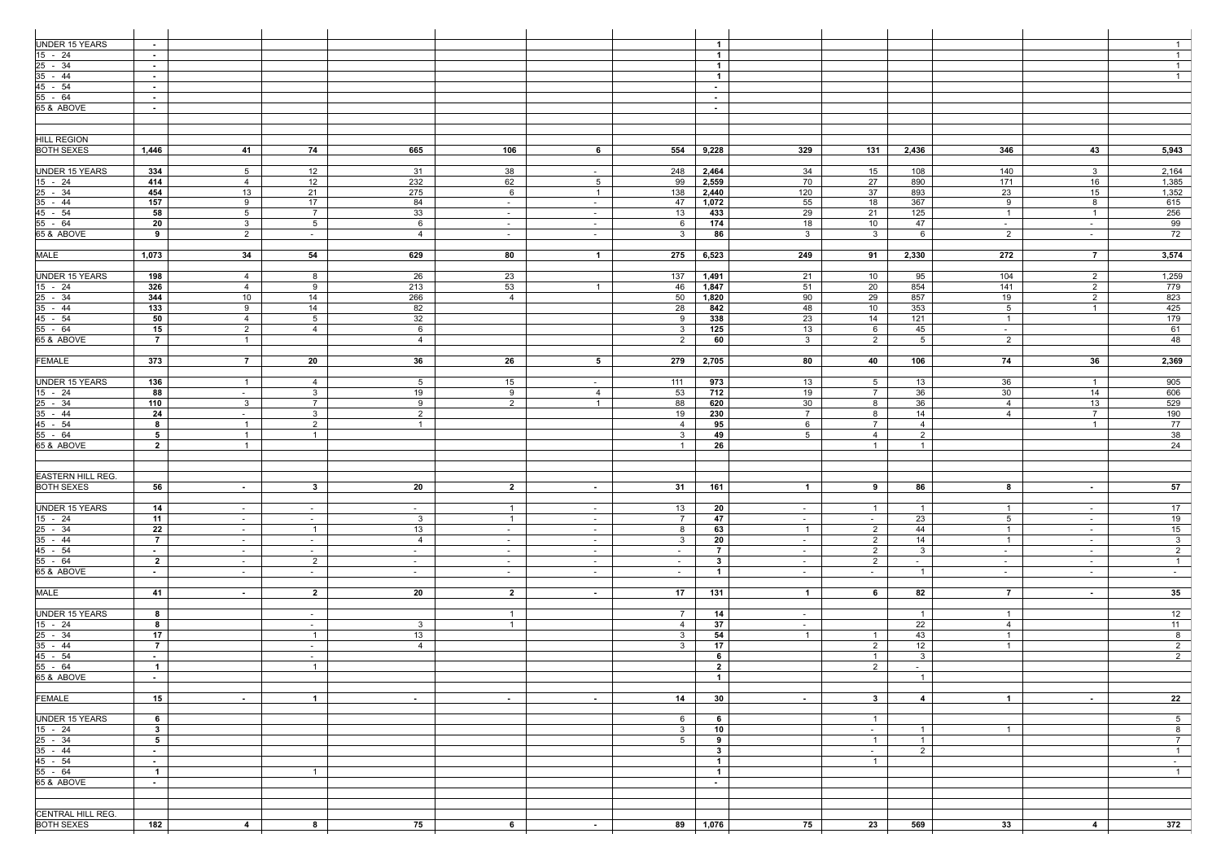| | | | | | | | | | | | | | | |
|---|---|---|---|---|---|---|---|---|---|---|---|---|---|---|
| UNDER 15 YEARS | - | | | | | | | 1 | | | | | | 1 |
| 15 - 24 | - | | | | | | | 1 | | | | | | 1 |
| 25 - 34 | - | | | | | | | 1 | | | | | | 1 |
| 35 - 44 | - | | | | | | | 1 | | | | | | 1 |
| 45 - 54 | - | | | | | | | - | | | | | | |
| 55 - 64 | - | | | | | | | - | | | | | | |
| 65 & ABOVE | - | | | | | | | - | | | | | | |
| | | | | | | | | | | | | | | |
| HILL REGION | | | | | | | | | | | | | | |
| BOTH SEXES | **1,446** | **41** | **74** | **665** | **106** | **6** | **554** | **9,228** | **329** | **131** | **2,436** | **346** | **43** | **5,943** |
| UNDER 15 YEARS | **334** | 5 | 12 | 31 | 38 | - | 248 | **2,464** | 34 | 15 | 108 | 140 | 3 | 2,164 |
| 15 - 24 | **414** | 4 | 12 | 232 | 62 | 5 | 99 | **2,559** | 70 | 27 | 890 | 171 | 16 | 1,385 |
| 25 - 34 | **454** | 13 | 21 | 275 | 6 | 1 | 138 | **2,440** | 120 | 37 | 893 | 23 | 15 | 1,352 |
| 35 - 44 | **157** | 9 | 17 | 84 | - | - | 47 | **1,072** | 55 | 18 | 367 | 9 | 8 | 615 |
| 45 - 54 | **58** | 5 | 7 | 33 | - | - | 13 | **433** | 29 | 21 | 125 | 1 | 1 | 256 |
| 55 - 64 | **20** | 3 | 5 | 6 | - | - | 6 | **174** | 18 | 10 | 47 | - | - | 99 |
| 65 & ABOVE | **9** | 2 | - | 4 | - | - | 3 | **86** | 3 | 3 | 6 | 2 | - | 72 |
| MALE | **1,073** | **34** | **54** | **629** | **80** | **1** | **275** | **6,523** | **249** | **91** | **2,330** | **272** | **7** | **3,574** |
| UNDER 15 YEARS | **198** | 4 | 8 | 26 | 23 | | 137 | **1,491** | 21 | 10 | 95 | 104 | 2 | 1,259 |
| 15 - 24 | **326** | 4 | 9 | 213 | 53 | 1 | 46 | **1,847** | 51 | 20 | 854 | 141 | 2 | 779 |
| 25 - 34 | **344** | 10 | 14 | 266 | 4 | | 50 | **1,820** | 90 | 29 | 857 | 19 | 2 | 823 |
| 35 - 44 | **133** | 9 | 14 | 82 | | | 28 | **842** | 48 | 10 | 353 | 5 | 1 | 425 |
| 45 - 54 | **50** | 4 | 5 | 32 | | | 9 | **338** | 23 | 14 | 121 | 1 | | 179 |
| 55 - 64 | **15** | 2 | 4 | 6 | | | 3 | **125** | 13 | 6 | 45 | - | | 61 |
| 65 & ABOVE | **7** | 1 | | 4 | | | 2 | **60** | 3 | 2 | 5 | 2 | | 48 |
| FEMALE | **373** | **7** | **20** | **36** | **26** | **5** | **279** | **2,705** | **80** | **40** | **106** | **74** | **36** | **2,369** |
| UNDER 15 YEARS | **136** | 1 | 4 | 5 | 15 | - | 111 | **973** | 13 | 5 | 13 | 36 | 1 | 905 |
| 15 - 24 | **88** | - | 3 | 19 | 9 | 4 | 53 | **712** | 19 | 7 | 36 | 30 | 14 | 606 |
| 25 - 34 | **110** | 3 | 7 | 9 | 2 | 1 | 88 | **620** | 30 | 8 | 36 | 4 | 13 | 529 |
| 35 - 44 | **24** | - | 3 | 2 | | | 19 | **230** | 7 | 8 | 14 | 4 | 7 | 190 |
| 45 - 54 | **8** | 1 | 2 | 1 | | | 4 | **95** | 6 | 7 | 4 | | 1 | 77 |
| 55 - 64 | **5** | 1 | 1 | | | | 3 | **49** | 5 | 4 | 2 | | | 38 |
| 65 & ABOVE | **2** | 1 | | | | | 1 | **26** | | 1 | 1 | | | 24 |
| | | | | | | | | | | | | | | |
| EASTERN HILL REG. | | | | | | | | | | | | | | |
| BOTH SEXES | **56** | **-** | **3** | **20** | **2** | **-** | **31** | **161** | **1** | **9** | **86** | **8** | **-** | **57** |
| UNDER 15 YEARS | **14** | - | - | - | 1 | - | 13 | **20** | - | 1 | 1 | 1 | - | 17 |
| 15 - 24 | **11** | - | - | 3 | 1 | - | 7 | **47** | - | - | 23 | 5 | - | 19 |
| 25 - 34 | **22** | - | 1 | 13 | - | - | 8 | **63** | 1 | 2 | 44 | 1 | - | 15 |
| 35 - 44 | **7** | - | - | 4 | - | - | 3 | **20** | - | 2 | 14 | 1 | - | 3 |
| 45 - 54 | **-** | - | - | - | - | - | - | **7** | - | 2 | 3 | - | - | 2 |
| 55 - 64 | **2** | - | 2 | - | - | - | - | **3** | - | 2 | - | - | - | 1 |
| 65 & ABOVE | **-** | - | - | - | - | - | - | **1** | - | - | 1 | - | - | - |
| MALE | **41** | **-** | **2** | **20** | **2** | **-** | **17** | **131** | **1** | **6** | **82** | **7** | **-** | **35** |
| UNDER 15 YEARS | **8** | | - | | 1 | | 7 | **14** | - | | 1 | 1 | | 12 |
| 15 - 24 | **8** | | - | 3 | 1 | | 4 | **37** | - | | 22 | 4 | | 11 |
| 25 - 34 | **17** | | 1 | 13 | | | 3 | **54** | 1 | 1 | 43 | 1 | | 8 |
| 35 - 44 | **7** | | - | 4 | | | 3 | **17** | | 2 | 12 | 1 | | 2 |
| 45 - 54 | **-** | | - | | | | | **6** | | 1 | 3 | | | 2 |
| 55 - 64 | **1** | | 1 | | | | | **2** | | 2 | - | | | |
| 65 & ABOVE | **-** | | | | | | | **1** | | | 1 | | | |
| FEMALE | **15** | **-** | **1** | **-** | **-** | **-** | **14** | **30** | **-** | **3** | **4** | **1** | **-** | **22** |
| UNDER 15 YEARS | **6** | | | | | | 6 | **6** | | 1 | | | | 5 |
| 15 - 24 | **3** | | | | | | 3 | **10** | | - | 1 | 1 | | 8 |
| 25 - 34 | **5** | | | | | | 5 | **9** | | 1 | 1 | | | 7 |
| 35 - 44 | **-** | | | | | | | **3** | | - | 2 | | | 1 |
| 45 - 54 | **-** | | | | | | | **1** | | 1 | | | | - |
| 55 - 64 | **1** | | 1 | | | | | **1** | | | | | | 1 |
| 65 & ABOVE | **-** | | | | | | | **-** | | | | | | |
| | | | | | | | | | | | | | | |
| CENTRAL HILL REG. | | | | | | | | | | | | | | |
| BOTH SEXES | **182** | **4** | **8** | **75** | **6** | **-** | **89** | **1,076** | **75** | **23** | **569** | **33** | **4** | **372** |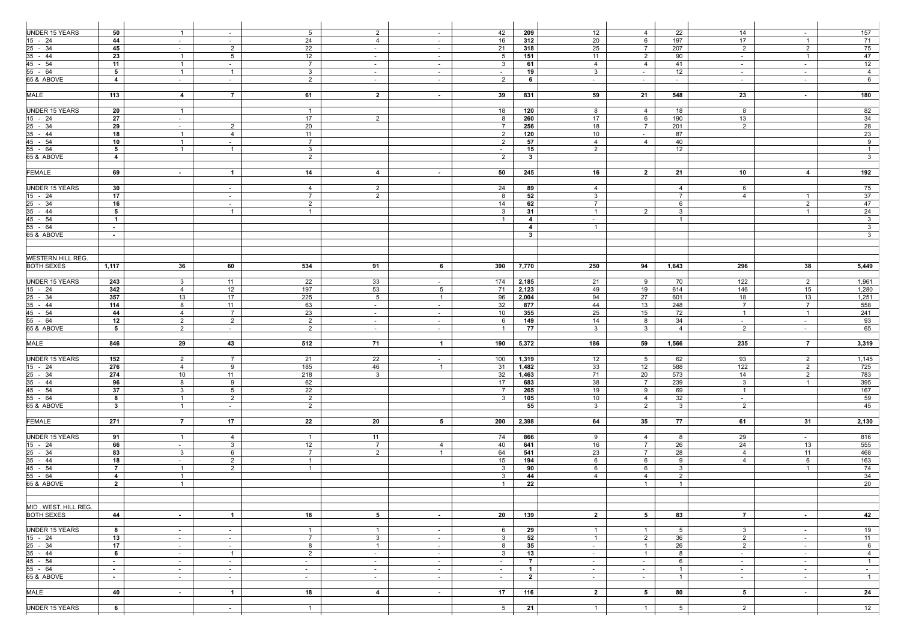| | | | | | | | | | | | | | | |
|---|---|---|---|---|---|---|---|---|---|---|---|---|---|---|
| UNDER 15 YEARS | 50 | 1 | - | 5 | 2 | - | 42 | 209 | 12 | 4 | 22 | 14 | - | 157 |
| 15 - 24 | 44 | - | - | 24 | 4 | - | 16 | 312 | 20 | 6 | 197 | 17 | 1 | 71 |
| 25 - 34 | 45 | - | 2 | 22 | - | - | 21 | 318 | 25 | 7 | 207 | 2 | 2 | 75 |
| 35 - 44 | 23 | 1 | 5 | 12 | - | - | 5 | 151 | 11 | 2 | 90 | - | 1 | 47 |
| 45 - 54 | 11 | 1 | - | 7 | - | - | 3 | 61 | 4 | 4 | 41 | - | - | 12 |
| 55 - 64 | 5 | 1 | 1 | 3 | - | - | - | 19 | 3 | - | 12 | - | - | 4 |
| 65 & ABOVE | 4 | - | - | 2 | - | - | 2 | 6 | - | - | - | - | - | 6 |
| | | | | | | | | | | | | | | |
| MALE | 113 | 4 | 7 | 61 | 2 | - | 39 | 831 | 59 | 21 | 548 | 23 | - | 180 |
| | | | | | | | | | | | | | | |
| UNDER 15 YEARS | 20 | 1 | | 1 | | | 18 | 120 | 8 | 4 | 18 | 8 | | 82 |
| 15 - 24 | 27 | - | | 17 | 2 | | 8 | 260 | 17 | 6 | 190 | 13 | | 34 |
| 25 - 34 | 29 | - | 2 | 20 | | | 7 | 256 | 18 | 7 | 201 | 2 | | 28 |
| 35 - 44 | 18 | 1 | 4 | 11 | | | 2 | 120 | 10 | - | 87 | | | 23 |
| 45 - 54 | 10 | 1 | - | 7 | | | 2 | 57 | 4 | 4 | 40 | | | 9 |
| 55 - 64 | 5 | 1 | 1 | 3 | | | - | 15 | 2 | | 12 | | | 1 |
| 65 & ABOVE | 4 | | | 2 | | | 2 | 3 | | | | | | 3 |
| | | | | | | | | | | | | | | |
| FEMALE | 69 | - | 1 | 14 | 4 | - | 50 | 245 | 16 | 2 | 21 | 10 | 4 | 192 |
| | | | | | | | | | | | | | | |
| UNDER 15 YEARS | 30 | | - | 4 | 2 | | 24 | 89 | 4 | | 4 | 6 | | 75 |
| 15 - 24 | 17 | | - | 7 | 2 | | 8 | 52 | 3 | | 7 | 4 | 1 | 37 |
| 25 - 34 | 16 | | - | 2 | | | 14 | 62 | 7 | | 6 | | 2 | 47 |
| 35 - 44 | 5 | | 1 | 1 | | | 3 | 31 | 1 | 2 | 3 | | 1 | 24 |
| 45 - 54 | 1 | | | | | | 1 | 4 | - | | 1 | | | 3 |
| 55 - 64 | - | | | | | | | 4 | 1 | | | | | 3 |
| 65 & ABOVE | - | | | | | | | 3 | | | | | | 3 |
| | | | | | | | | | | | | | | |
| WESTERN HILL REG. | | | | | | | | | | | | | | |
| BOTH SEXES | 1,117 | 36 | 60 | 534 | 91 | 6 | 390 | 7,770 | 250 | 94 | 1,643 | 296 | 38 | 5,449 |
| | | | | | | | | | | | | | | |
| UNDER 15 YEARS | 243 | 3 | 11 | 22 | 33 | - | 174 | 2,185 | 21 | 9 | 70 | 122 | 2 | 1,961 |
| 15 - 24 | 342 | 4 | 12 | 197 | 53 | 5 | 71 | 2,123 | 49 | 19 | 614 | 146 | 15 | 1,280 |
| 25 - 34 | 357 | 13 | 17 | 225 | 5 | 1 | 96 | 2,004 | 94 | 27 | 601 | 18 | 13 | 1,251 |
| 35 - 44 | 114 | 8 | 11 | 63 | - | - | 32 | 877 | 44 | 13 | 248 | 7 | 7 | 558 |
| 45 - 54 | 44 | 4 | 7 | 23 | - | - | 10 | 355 | 25 | 15 | 72 | 1 | 1 | 241 |
| 55 - 64 | 12 | 2 | 2 | 2 | - | - | 6 | 149 | 14 | 8 | 34 | - | - | 93 |
| 65 & ABOVE | 5 | 2 | - | 2 | - | - | 1 | 77 | 3 | 3 | 4 | 2 | - | 65 |
| | | | | | | | | | | | | | | |
| MALE | 846 | 29 | 43 | 512 | 71 | 1 | 190 | 5,372 | 186 | 59 | 1,566 | 235 | 7 | 3,319 |
| | | | | | | | | | | | | | | |
| UNDER 15 YEARS | 152 | 2 | 7 | 21 | 22 | - | 100 | 1,319 | 12 | 5 | 62 | 93 | 2 | 1,145 |
| 15 - 24 | 276 | 4 | 9 | 185 | 46 | 1 | 31 | 1,482 | 33 | 12 | 588 | 122 | 2 | 725 |
| 25 - 34 | 274 | 10 | 11 | 218 | 3 | | 32 | 1,463 | 71 | 20 | 573 | 14 | 2 | 783 |
| 35 - 44 | 96 | 8 | 9 | 62 | | | 17 | 683 | 38 | 7 | 239 | 3 | 1 | 395 |
| 45 - 54 | 37 | 3 | 5 | 22 | | | 7 | 265 | 19 | 9 | 69 | 1 | | 167 |
| 55 - 64 | 8 | 1 | 2 | 2 | | | 3 | 105 | 10 | 4 | 32 | - | | 59 |
| 65 & ABOVE | 3 | 1 | - | 2 | | | | 55 | 3 | 2 | 3 | 2 | | 45 |
| | | | | | | | | | | | | | | |
| FEMALE | 271 | 7 | 17 | 22 | 20 | 5 | 200 | 2,398 | 64 | 35 | 77 | 61 | 31 | 2,130 |
| | | | | | | | | | | | | | | |
| UNDER 15 YEARS | 91 | 1 | 4 | 1 | 11 | | 74 | 866 | 9 | 4 | 8 | 29 | - | 816 |
| 15 - 24 | 66 | - | 3 | 12 | 7 | 4 | 40 | 641 | 16 | 7 | 26 | 24 | 13 | 555 |
| 25 - 34 | 83 | 3 | 6 | 7 | 2 | 1 | 64 | 541 | 23 | 7 | 28 | 4 | 11 | 468 |
| 35 - 44 | 18 | - | 2 | 1 | | | 15 | 194 | 6 | 6 | 9 | 4 | 6 | 163 |
| 45 - 54 | 7 | 1 | 2 | 1 | | | 3 | 90 | 6 | 6 | 3 | | 1 | 74 |
| 55 - 64 | 4 | 1 | | | | | 3 | 44 | 4 | 4 | 2 | | | 34 |
| 65 & ABOVE | 2 | 1 | | | | | 1 | 22 | | 1 | 1 | | | 20 |
| | | | | | | | | | | | | | | |
| MID . WEST. HILL REG. | | | | | | | | | | | | | | |
| BOTH SEXES | 44 | - | 1 | 18 | 5 | - | 20 | 139 | 2 | 5 | 83 | 7 | - | 42 |
| | | | | | | | | | | | | | | |
| UNDER 15 YEARS | 8 | - | - | 1 | 1 | - | 6 | 29 | 1 | 1 | 5 | 3 | - | 19 |
| 15 - 24 | 13 | - | - | 7 | 3 | - | 3 | 52 | 1 | 2 | 36 | 2 | - | 11 |
| 25 - 34 | 17 | - | - | 8 | 1 | - | 8 | 35 | - | 1 | 26 | 2 | - | 6 |
| 35 - 44 | 6 | - | 1 | 2 | - | - | 3 | 13 | - | 1 | 8 | - | - | 4 |
| 45 - 54 | - | - | - | - | - | - | - | 7 | - | - | 6 | - | - | 1 |
| 55 - 64 | - | - | - | - | - | - | - | 1 | - | - | 1 | - | - | - |
| 65 & ABOVE | - | - | - | - | - | - | - | 2 | - | - | 1 | - | - | 1 |
| | | | | | | | | | | | | | | |
| MALE | 40 | - | 1 | 18 | 4 | - | 17 | 116 | 2 | 5 | 80 | 5 | - | 24 |
| | | | | | | | | | | | | | | |
| UNDER 15 YEARS | 6 | | - | 1 | | | 5 | 21 | 1 | 1 | 5 | 2 | | 12 |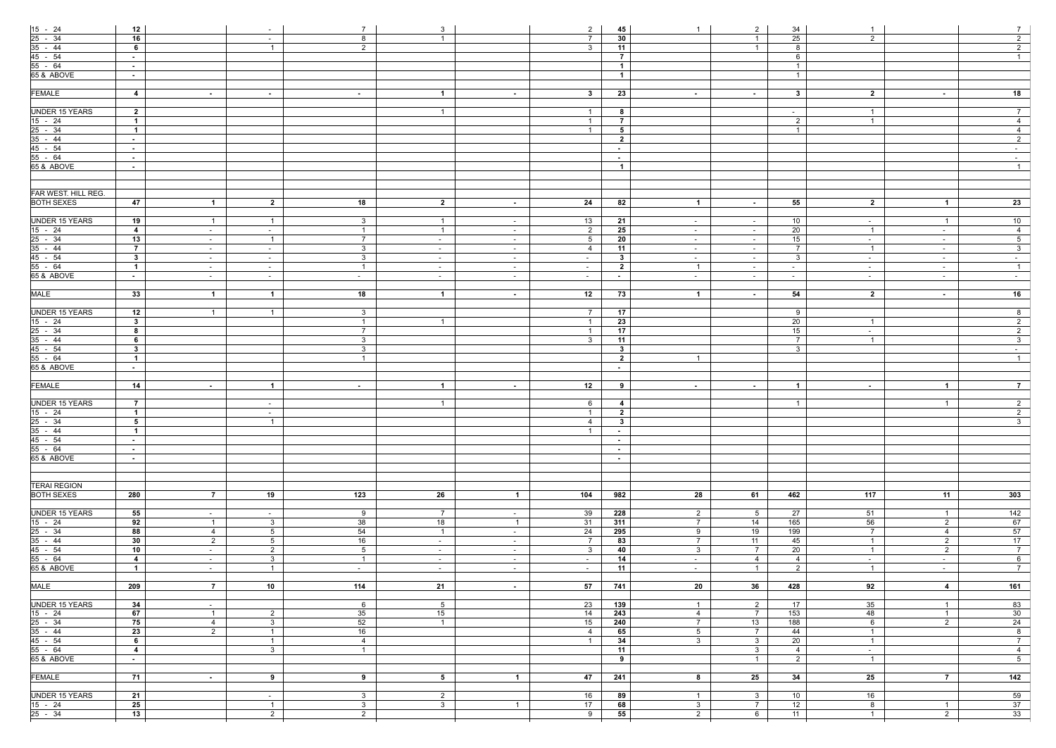| | | | | | | | | | | | | | | |
|---|---|---|---|---|---|---|---|---|---|---|---|---|---|---|
| 15 - 24 | **12** | | - | 7 | 3 | | 2 | **45** | 1 | 2 | 34 | 1 | | 7 |
| 25 - 34 | **16** | | - | 8 | 1 | | 7 | **30** | | 1 | 25 | 2 | | 2 |
| 35 - 44 | **6** | | 1 | 2 | | | 3 | **11** | | 1 | 8 | | | 2 |
| 45 - 54 | **-** | | | | | | | **7** | | | 6 | | | 1 |
| 55 - 64 | **-** | | | | | | | **1** | | | 1 | | | |
| 65 & ABOVE | **-** | | | | | | | **1** | | | 1 | | | |
| | | | | | | | | | | | | | | |
| FEMALE | **4** | **-** | **-** | **-** | **1** | **-** | **3** | **23** | **-** | **-** | **3** | **2** | **-** | **18** |
| | | | | | | | | | | | | | | |
| UNDER 15 YEARS | **2** | | | | 1 | | 1 | **8** | | | - | 1 | | 7 |
| 15 - 24 | **1** | | | | | | 1 | **7** | | | 2 | 1 | | 4 |
| 25 - 34 | **1** | | | | | | 1 | **5** | | | 1 | | | 4 |
| 35 - 44 | **-** | | | | | | | **2** | | | | | | 2 |
| 45 - 54 | **-** | | | | | | | **-** | | | | | | - |
| 55 - 64 | **-** | | | | | | | **-** | | | | | | - |
| 65 & ABOVE | **-** | | | | | | | **1** | | | | | | 1 |
| | | | | | | | | | | | | | | |
| FAR WEST. HILL REG. | | | | | | | | | | | | | | |
| BOTH SEXES | **47** | **1** | **2** | **18** | **2** | **-** | **24** | **82** | **1** | **-** | **55** | **2** | **1** | **23** |
| | | | | | | | | | | | | | | |
| UNDER 15 YEARS | **19** | 1 | 1 | 3 | 1 | - | 13 | **21** | - | - | 10 | - | 1 | 10 |
| 15 - 24 | **4** | - | - | 1 | 1 | - | 2 | **25** | - | - | 20 | 1 | - | 4 |
| 25 - 34 | **13** | - | 1 | 7 | - | - | 5 | **20** | - | - | 15 | - | - | 5 |
| 35 - 44 | **7** | - | - | 3 | - | - | 4 | **11** | - | - | 7 | 1 | - | 3 |
| 45 - 54 | **3** | - | - | 3 | - | - | - | **3** | - | - | 3 | - | - | - |
| 55 - 64 | **1** | - | - | 1 | - | - | - | **2** | 1 | - | - | - | - | 1 |
| 65 & ABOVE | **-** | - | - | - | - | - | - | **-** | - | - | - | - | - | - |
| | | | | | | | | | | | | | | |
| MALE | **33** | **1** | **1** | **18** | **1** | **-** | **12** | **73** | **1** | **-** | **54** | **2** | **-** | **16** |
| | | | | | | | | | | | | | | |
| UNDER 15 YEARS | **12** | 1 | 1 | 3 | | | 7 | **17** | | | 9 | | | 8 |
| 15 - 24 | **3** | | | 1 | 1 | | 1 | **23** | | | 20 | 1 | | 2 |
| 25 - 34 | **8** | | | 7 | | | 1 | **17** | | | 15 | - | | 2 |
| 35 - 44 | **6** | | | 3 | | | 3 | **11** | | | 7 | 1 | | 3 |
| 45 - 54 | **3** | | | 3 | | | | **3** | | | 3 | | | - |
| 55 - 64 | **1** | | | 1 | | | | **2** | 1 | | | | | 1 |
| 65 & ABOVE | **-** | | | | | | | **-** | | | | | | |
| | | | | | | | | | | | | | | |
| FEMALE | **14** | **-** | **1** | **-** | **1** | **-** | **12** | **9** | **-** | **-** | **1** | **-** | **1** | **7** |
| | | | | | | | | | | | | | | |
| UNDER 15 YEARS | **7** | | - | | 1 | | 6 | **4** | | | 1 | | 1 | 2 |
| 15 - 24 | **1** | | - | | | | 1 | **2** | | | | | | 2 |
| 25 - 34 | **5** | | 1 | | | | 4 | **3** | | | | | | 3 |
| 35 - 44 | **1** | | | | | | 1 | **-** | | | | | | |
| 45 - 54 | **-** | | | | | | | **-** | | | | | | |
| 55 - 64 | **-** | | | | | | | **-** | | | | | | |
| 65 & ABOVE | **-** | | | | | | | **-** | | | | | | |
| | | | | | | | | | | | | | | |
| TERAI REGION | | | | | | | | | | | | | | |
| BOTH SEXES | **280** | **7** | **19** | **123** | **26** | **1** | **104** | **982** | **28** | **61** | **462** | **117** | **11** | **303** |
| | | | | | | | | | | | | | | |
| UNDER 15 YEARS | **55** | - | - | 9 | 7 | - | 39 | **228** | 2 | 5 | 27 | 51 | 1 | 142 |
| 15 - 24 | **92** | 1 | 3 | 38 | 18 | 1 | 31 | **311** | 7 | 14 | 165 | 56 | 2 | 67 |
| 25 - 34 | **88** | 4 | 5 | 54 | 1 | - | 24 | **295** | 9 | 19 | 199 | 7 | 4 | 57 |
| 35 - 44 | **30** | 2 | 5 | 16 | - | - | 7 | **83** | 7 | 11 | 45 | 1 | 2 | 17 |
| 45 - 54 | **10** | - | 2 | 5 | - | - | 3 | **40** | 3 | 7 | 20 | 1 | 2 | 7 |
| 55 - 64 | **4** | - | 3 | 1 | - | - | - | **14** | - | 4 | 4 | - | - | 6 |
| 65 & ABOVE | **1** | - | 1 | - | - | - | - | **11** | - | 1 | 2 | 1 | - | 7 |
| | | | | | | | | | | | | | | |
| MALE | **209** | **7** | **10** | **114** | **21** | **-** | **57** | **741** | **20** | **36** | **428** | **92** | **4** | **161** |
| | | | | | | | | | | | | | | |
| UNDER 15 YEARS | **34** | - | | 6 | 5 | | 23 | **139** | 1 | 2 | 17 | 35 | 1 | 83 |
| 15 - 24 | **67** | 1 | 2 | 35 | 15 | | 14 | **243** | 4 | 7 | 153 | 48 | 1 | 30 |
| 25 - 34 | **75** | 4 | 3 | 52 | 1 | | 15 | **240** | 7 | 13 | 188 | 6 | 2 | 24 |
| 35 - 44 | **23** | 2 | 1 | 16 | | | 4 | **65** | 5 | 7 | 44 | 1 | | 8 |
| 45 - 54 | **6** | | 1 | 4 | | | 1 | **34** | 3 | 3 | 20 | 1 | | 7 |
| 55 - 64 | **4** | | 3 | 1 | | | | **11** | | 3 | 4 | - | | 4 |
| 65 & ABOVE | **-** | | | | | | | **9** | | 1 | 2 | 1 | | 5 |
| | | | | | | | | | | | | | | |
| FEMALE | **71** | **-** | **9** | **9** | **5** | **1** | **47** | **241** | **8** | **25** | **34** | **25** | **7** | **142** |
| | | | | | | | | | | | | | | |
| UNDER 15 YEARS | **21** | | - | 3 | 2 | | 16 | **89** | 1 | 3 | 10 | 16 | | 59 |
| 15 - 24 | **25** | | 1 | 3 | 3 | 1 | 17 | **68** | 3 | 7 | 12 | 8 | 1 | 37 |
| 25 - 34 | **13** | | 2 | 2 | | | 9 | **55** | 2 | 6 | 11 | 1 | 2 | 33 |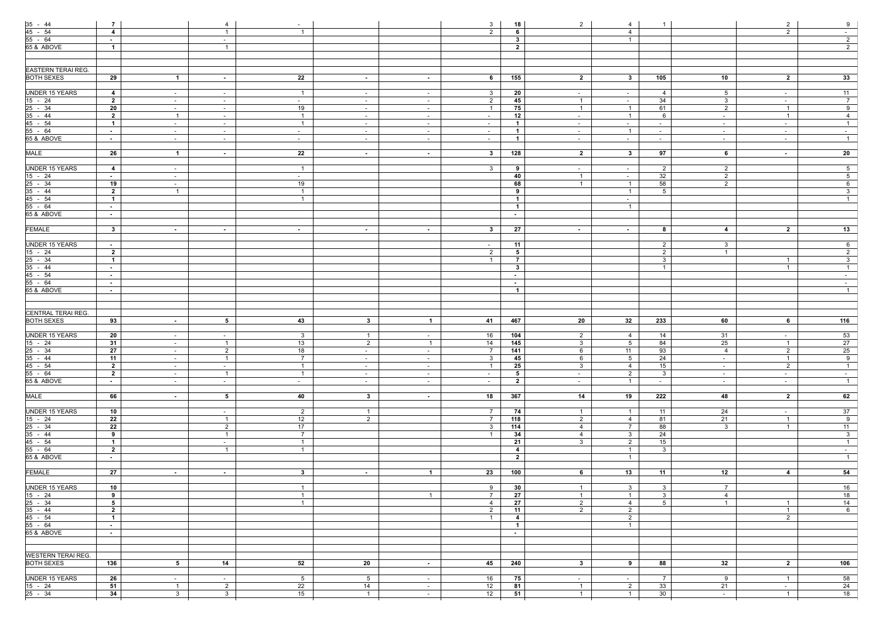| | | | | | | | | | | | | | | |
|---|---|---|---|---|---|---|---|---|---|---|---|---|---|---|
| 35 - 44 | 7 | | 4 | - | | | 3 | 18 | 2 | 4 | 1 | | 2 | 9 |
| 45 - 54 | 4 | | 1 | 1 | | | 2 | 6 | | 4 | | | 2 | - |
| 55 - 64 | - | | - | | | | | 3 | | 1 | | | | 2 |
| 65 & ABOVE | 1 | | 1 | | | | | 2 | | | | | | 2 |
| | | | | | | | | | | | | | | |
| EASTERN TERAI REG. | | | | | | | | | | | | | | |
| BOTH SEXES | 29 | 1 | - | 22 | - | - | 6 | 155 | 2 | 3 | 105 | 10 | 2 | 33 |
| | | | | | | | | | | | | | | |
| UNDER 15 YEARS | 4 | - | - | 1 | - | - | 3 | 20 | - | - | 4 | 5 | - | 11 |
| 15 - 24 | 2 | - | - | - | - | - | 2 | 45 | 1 | - | 34 | 3 | - | 7 |
| 25 - 34 | 20 | - | - | 19 | - | - | 1 | 75 | 1 | 1 | 61 | 2 | 1 | 9 |
| 35 - 44 | 2 | 1 | - | 1 | - | - | - | 12 | - | 1 | 6 | - | 1 | 4 |
| 45 - 54 | 1 | - | - | 1 | - | - | - | 1 | - | - | - | - | - | 1 |
| 55 - 64 | - | - | - | - | - | - | - | 1 | - | 1 | - | - | - | - |
| 65 & ABOVE | - | - | - | - | - | - | - | 1 | - | - | - | - | - | 1 |
| | | | | | | | | | | | | | | |
| MALE | 26 | 1 | - | 22 | - | - | 3 | 128 | 2 | 3 | 97 | 6 | - | 20 |
| | | | | | | | | | | | | | | |
| UNDER 15 YEARS | 4 | - | | 1 | | | 3 | 9 | - | - | 2 | 2 | | 5 |
| 15 - 24 | - | - | | - | | | | 40 | 1 | - | 32 | 2 | | 5 |
| 25 - 34 | 19 | - | | 19 | | | | 68 | 1 | 1 | 58 | 2 | | 6 |
| 35 - 44 | 2 | 1 | | 1 | | | | 9 | | 1 | 5 | | | 3 |
| 45 - 54 | 1 | | | 1 | | | | 1 | | - | | | | 1 |
| 55 - 64 | - | | | | | | | 1 | | 1 | | | | |
| 65 & ABOVE | - | | | | | | | - | | | | | | |
| | | | | | | | | | | | | | | |
| FEMALE | 3 | - | - | - | - | - | 3 | 27 | - | - | 8 | 4 | 2 | 13 |
| | | | | | | | | | | | | | | |
| UNDER 15 YEARS | - | | | | | | - | 11 | | | 2 | 3 | | 6 |
| 15 - 24 | 2 | | | | | | 2 | 5 | | | 2 | 1 | | 2 |
| 25 - 34 | 1 | | | | | | 1 | 7 | | | 3 | | 1 | 3 |
| 35 - 44 | - | | | | | | | 3 | | | 1 | | 1 | 1 |
| 45 - 54 | - | | | | | | | - | | | | | | - |
| 55 - 64 | - | | | | | | | - | | | | | | - |
| 65 & ABOVE | - | | | | | | | 1 | | | | | | 1 |
| | | | | | | | | | | | | | | |
| CENTRAL TERAI REG. | | | | | | | | | | | | | | |
| BOTH SEXES | 93 | - | 5 | 43 | 3 | 1 | 41 | 467 | 20 | 32 | 233 | 60 | 6 | 116 |
| | | | | | | | | | | | | | | |
| UNDER 15 YEARS | 20 | - | - | 3 | 1 | - | 16 | 104 | 2 | 4 | 14 | 31 | - | 53 |
| 15 - 24 | 31 | - | 1 | 13 | 2 | 1 | 14 | 145 | 3 | 5 | 84 | 25 | 1 | 27 |
| 25 - 34 | 27 | - | 2 | 18 | - | - | 7 | 141 | 6 | 11 | 93 | 4 | 2 | 25 |
| 35 - 44 | 11 | - | 1 | 7 | - | - | 3 | 45 | 6 | 5 | 24 | - | 1 | 9 |
| 45 - 54 | 2 | - | - | 1 | - | - | 1 | 25 | 3 | 4 | 15 | - | 2 | 1 |
| 55 - 64 | 2 | - | 1 | 1 | - | - | - | 5 | - | 2 | 3 | - | - | - |
| 65 & ABOVE | - | - | - | - | - | - | - | 2 | - | 1 | - | - | - | 1 |
| | | | | | | | | | | | | | | |
| MALE | 66 | - | 5 | 40 | 3 | - | 18 | 367 | 14 | 19 | 222 | 48 | 2 | 62 |
| | | | | | | | | | | | | | | |
| UNDER 15 YEARS | 10 | | - | 2 | 1 | | 7 | 74 | 1 | 1 | 11 | 24 | - | 37 |
| 15 - 24 | 22 | | 1 | 12 | 2 | | 7 | 118 | 2 | 4 | 81 | 21 | 1 | 9 |
| 25 - 34 | 22 | | 2 | 17 | | | 3 | 114 | 4 | 7 | 88 | 3 | 1 | 11 |
| 35 - 44 | 9 | | 1 | 7 | | | 1 | 34 | 4 | 3 | 24 | | | 3 |
| 45 - 54 | 1 | | - | 1 | | | | 21 | 3 | 2 | 15 | | | 1 |
| 55 - 64 | 2 | | 1 | 1 | | | | 4 | | 1 | 3 | | | - |
| 65 & ABOVE | - | | | | | | | 2 | | 1 | | | | 1 |
| | | | | | | | | | | | | | | |
| FEMALE | 27 | - | - | 3 | - | 1 | 23 | 100 | 6 | 13 | 11 | 12 | 4 | 54 |
| | | | | | | | | | | | | | | |
| UNDER 15 YEARS | 10 | | | 1 | | | 9 | 30 | 1 | 3 | 3 | 7 | | 16 |
| 15 - 24 | 9 | | | 1 | | 1 | 7 | 27 | 1 | 1 | 3 | 4 | | 18 |
| 25 - 34 | 5 | | | 1 | | | 4 | 27 | 2 | 4 | 5 | 1 | 1 | 14 |
| 35 - 44 | 2 | | | | | | 2 | 11 | 2 | 2 | | | 1 | 6 |
| 45 - 54 | 1 | | | | | | 1 | 4 | | 2 | | | 2 | |
| 55 - 64 | - | | | | | | | 1 | | 1 | | | | |
| 65 & ABOVE | - | | | | | | | - | | | | | | |
| | | | | | | | | | | | | | | |
| WESTERN TERAI REG. | | | | | | | | | | | | | | |
| BOTH SEXES | 136 | 5 | 14 | 52 | 20 | - | 45 | 240 | 3 | 9 | 88 | 32 | 2 | 106 |
| | | | | | | | | | | | | | | |
| UNDER 15 YEARS | 26 | - | - | 5 | 5 | - | 16 | 75 | - | - | 7 | 9 | 1 | 58 |
| 15 - 24 | 51 | 1 | 2 | 22 | 14 | - | 12 | 81 | 1 | 2 | 33 | 21 | - | 24 |
| 25 - 34 | 34 | 3 | 3 | 15 | 1 | - | 12 | 51 | 1 | 1 | 30 | - | 1 | 18 |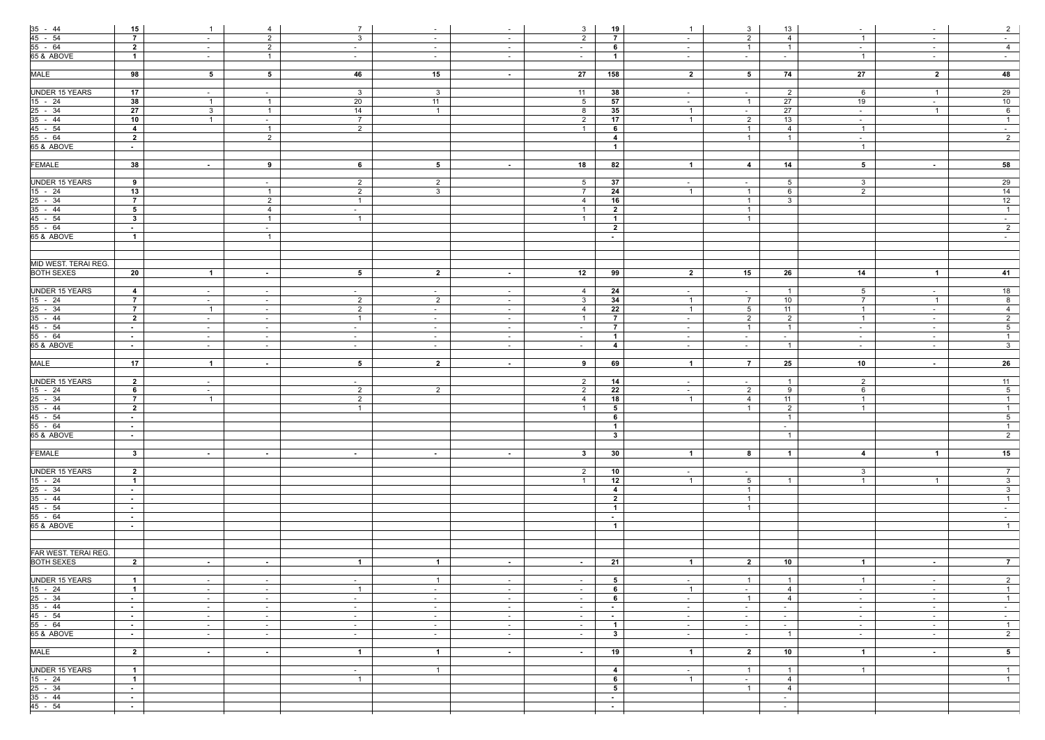| | | | | | | | | | | | | | | |
|---|---|---|---|---|---|---|---|---|---|---|---|---|---|---|
| 35 - 44 | **15** | 1 | 4 | 7 | - | - | 3 | **19** | 1 | 3 | 13 | - | - | 2 |
| 45 - 54 | **7** | - | 2 | 3 | - | - | 2 | **7** | - | 2 | 4 | 1 | - | - |
| 55 - 64 | **2** | - | 2 | - | - | - | - | **6** | - | 1 | 1 | - | - | 4 |
| 65 & ABOVE | **1** | - | 1 | - | - | - | - | **1** | - | - | - | 1 | - | - |
| | | | | | | | | | | | | | | |
| MALE | **98** | **5** | **5** | **46** | **15** | **-** | **27** | **158** | **2** | **5** | **74** | **27** | **2** | **48** |
| | | | | | | | | | | | | | | |
| UNDER 15 YEARS | **17** | - | - | 3 | 3 | | 11 | **38** | - | - | 2 | 6 | 1 | 29 |
| 15 - 24 | **38** | 1 | 1 | 20 | 11 | | 5 | **57** | - | 1 | 27 | 19 | - | 10 |
| 25 - 34 | **27** | 3 | 1 | 14 | 1 | | 8 | **35** | 1 | - | 27 | - | 1 | 6 |
| 35 - 44 | **10** | 1 | - | 7 | | | 2 | **17** | 1 | 2 | 13 | - | | 1 |
| 45 - 54 | **4** | | 1 | 2 | | | 1 | **6** | | 1 | 4 | 1 | | - |
| 55 - 64 | **2** | | 2 | | | | | **4** | | 1 | 1 | - | | 2 |
| 65 & ABOVE | **-** | | | | | | | **1** | | | | 1 | | |
| | | | | | | | | | | | | | | |
| FEMALE | **38** | **-** | **9** | **6** | **5** | **-** | **18** | **82** | **1** | **4** | **14** | **5** | **-** | **58** |
| | | | | | | | | | | | | | | |
| UNDER 15 YEARS | **9** | | - | 2 | 2 | | 5 | **37** | - | - | 5 | 3 | | 29 |
| 15 - 24 | **13** | | 1 | 2 | 3 | | 7 | **24** | 1 | 1 | 6 | 2 | | 14 |
| 25 - 34 | **7** | | 2 | 1 | | | 4 | **16** | | 1 | 3 | | | 12 |
| 35 - 44 | **5** | | 4 | - | | | 1 | **2** | | 1 | | | | 1 |
| 45 - 54 | **3** | | 1 | 1 | | | 1 | **1** | | 1 | | | | - |
| 55 - 64 | **-** | | - | | | | | **2** | | | | | | 2 |
| 65 & ABOVE | **1** | | 1 | | | | | **-** | | | | | | - |
| | | | | | | | | | | | | | | |
| MID WEST. TERAI REG. | | | | | | | | | | | | | | |
| BOTH SEXES | **20** | **1** | **-** | **5** | **2** | **-** | **12** | **99** | **2** | **15** | **26** | **14** | **1** | **41** |
| | | | | | | | | | | | | | | |
| UNDER 15 YEARS | **4** | - | - | - | - | - | 4 | **24** | - | - | 1 | 5 | - | 18 |
| 15 - 24 | **7** | - | - | 2 | 2 | - | 3 | **34** | 1 | 7 | 10 | 7 | 1 | 8 |
| 25 - 34 | **7** | 1 | - | 2 | - | - | 4 | **22** | 1 | 5 | 11 | 1 | - | 4 |
| 35 - 44 | **2** | - | - | 1 | - | - | 1 | **7** | - | 2 | 2 | 1 | - | 2 |
| 45 - 54 | **-** | - | - | - | - | - | - | **7** | - | 1 | 1 | - | - | 5 |
| 55 - 64 | **-** | - | - | - | - | - | - | **1** | - | - | - | - | - | 1 |
| 65 & ABOVE | **-** | - | - | - | - | - | - | **4** | - | - | 1 | - | - | 3 |
| | | | | | | | | | | | | | | |
| MALE | **17** | **1** | **-** | **5** | **2** | **-** | **9** | **69** | **1** | **7** | **25** | **10** | **-** | **26** |
| | | | | | | | | | | | | | | |
| UNDER 15 YEARS | **2** | - | | - | | | 2 | **14** | - | - | 1 | 2 | | 11 |
| 15 - 24 | **6** | - | | 2 | 2 | | 2 | **22** | - | 2 | 9 | 6 | | 5 |
| 25 - 34 | **7** | 1 | | 2 | | | 4 | **18** | 1 | 4 | 11 | 1 | | 1 |
| 35 - 44 | **2** | | | 1 | | | 1 | **5** | | 1 | 2 | 1 | | 1 |
| 45 - 54 | **-** | | | | | | | **6** | | | 1 | | | 5 |
| 55 - 64 | **-** | | | | | | | **1** | | | - | | | 1 |
| 65 & ABOVE | **-** | | | | | | | **3** | | | 1 | | | 2 |
| | | | | | | | | | | | | | | |
| FEMALE | **3** | **-** | **-** | **-** | **-** | **-** | **3** | **30** | **1** | **8** | **1** | **4** | **1** | **15** |
| | | | | | | | | | | | | | | |
| UNDER 15 YEARS | **2** | | | | | | 2 | **10** | - | - | | 3 | | 7 |
| 15 - 24 | **1** | | | | | | 1 | **12** | 1 | 5 | 1 | 1 | 1 | 3 |
| 25 - 34 | **-** | | | | | | | **4** | | 1 | | | | 3 |
| 35 - 44 | **-** | | | | | | | **2** | | 1 | | | | 1 |
| 45 - 54 | **-** | | | | | | | **1** | | 1 | | | | - |
| 55 - 64 | **-** | | | | | | | **-** | | | | | | - |
| 65 & ABOVE | **-** | | | | | | | **1** | | | | | | 1 |
| | | | | | | | | | | | | | | |
| FAR WEST. TERAI REG. | | | | | | | | | | | | | | |
| BOTH SEXES | **2** | **-** | **-** | **1** | **1** | **-** | **-** | **21** | **1** | **2** | **10** | **1** | **-** | **7** |
| | | | | | | | | | | | | | | |
| UNDER 15 YEARS | **1** | - | - | - | 1 | - | - | **5** | - | 1 | 1 | 1 | - | 2 |
| 15 - 24 | **1** | - | - | 1 | - | - | - | **6** | 1 | - | 4 | - | - | 1 |
| 25 - 34 | **-** | - | - | - | - | - | - | **6** | - | 1 | 4 | - | - | 1 |
| 35 - 44 | **-** | - | - | - | - | - | - | **-** | - | - | - | - | - | - |
| 45 - 54 | **-** | - | - | - | - | - | - | **-** | - | - | - | - | - | - |
| 55 - 64 | **-** | - | - | - | - | - | - | **1** | - | - | - | - | - | 1 |
| 65 & ABOVE | **-** | - | - | - | - | - | - | **3** | - | - | 1 | - | - | 2 |
| | | | | | | | | | | | | | | |
| MALE | **2** | **-** | **-** | **1** | **1** | **-** | **-** | **19** | **1** | **2** | **10** | **1** | **-** | **5** |
| | | | | | | | | | | | | | | |
| UNDER 15 YEARS | **1** | | | - | 1 | | | **4** | - | 1 | 1 | 1 | | 1 |
| 15 - 24 | **1** | | | 1 | | | | **6** | 1 | - | 4 | | | 1 |
| 25 - 34 | **-** | | | | | | | **5** | | 1 | 4 | | | |
| 35 - 44 | **-** | | | | | | | **-** | | | - | | | |
| 45 - 54 | **-** | | | | | | | **-** | | | - | | | |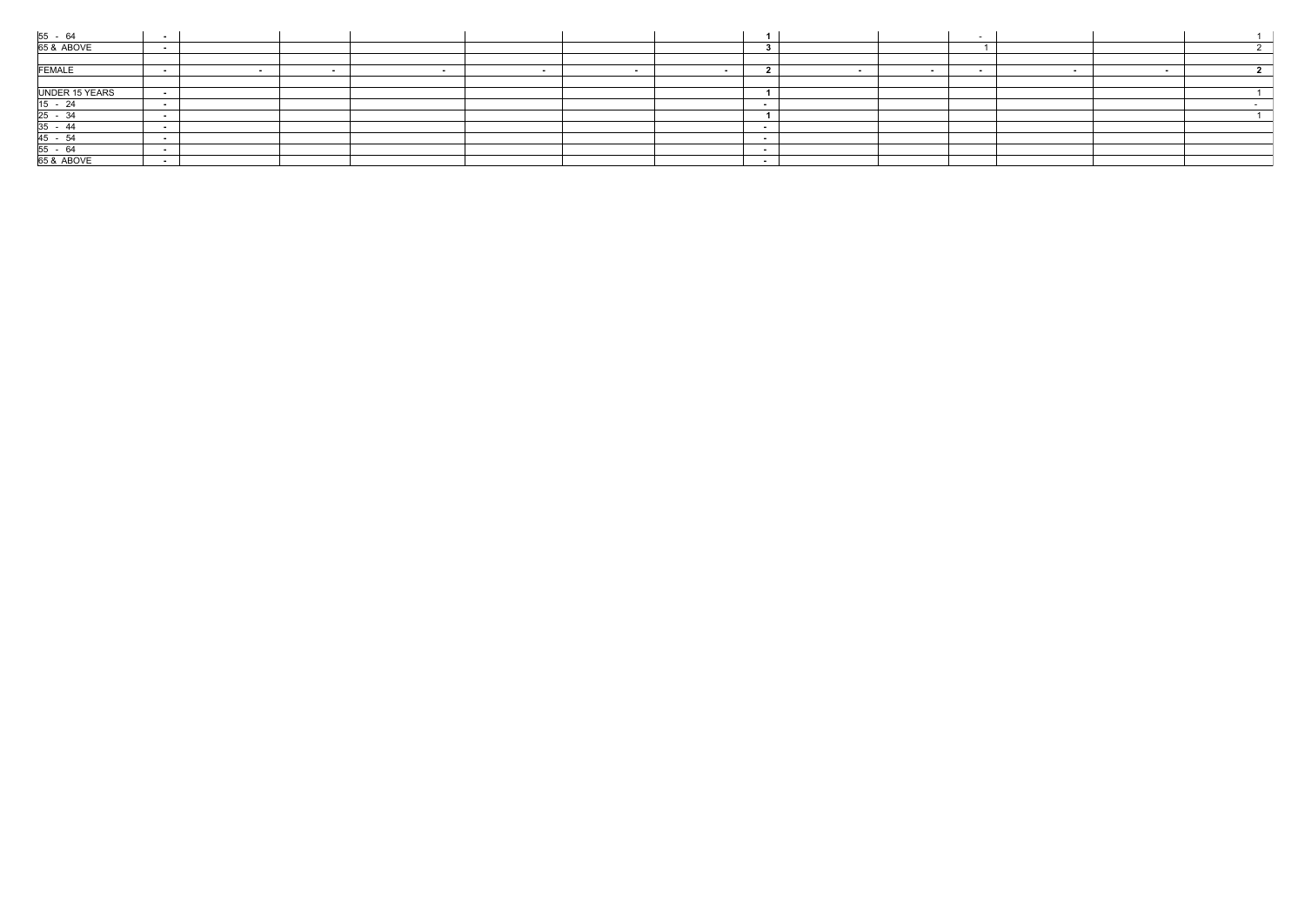| | | | | | | | | | | | | | | |
|---|---|---|---|---|---|---|---|---|---|---|---|---|---|---|
| 55 - 64 | - | | | | | | | 1 | | | - | | | 1 |
| 65 & ABOVE | - | | | | | | | 3 | | | 1 | | | 2 |
| | | | | | | | | | | | | | | |
| FEMALE | - | - | - | - | - | - | - | 2 | - | - | - | - | - | 2 |
| | | | | | | | | | | | | | | |
| UNDER 15 YEARS | - | | | | | | | 1 | | | | | | 1 |
| 15 - 24 | - | | | | | | | - | | | | | | - |
| 25 - 34 | - | | | | | | | 1 | | | | | | 1 |
| 35 - 44 | - | | | | | | | - | | | | | | |
| 45 - 54 | - | | | | | | | - | | | | | | |
| 55 - 64 | - | | | | | | | - | | | | | | |
| 65 & ABOVE | - | | | | | | | - | | | | | | |